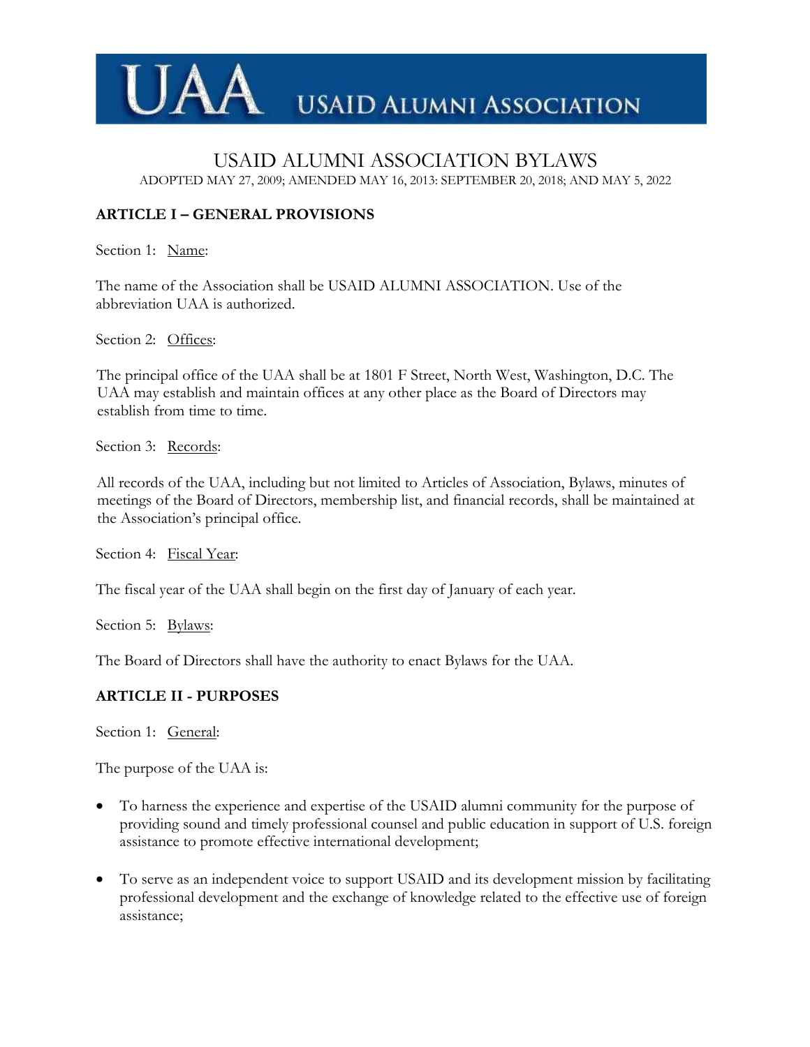UAA USAID ALUMNI ASSOCIATION

# USAID ALUMNI ASSOCIATION BYLAWS

ADOPTED MAY 27, 2009; AMENDED MAY 16, 2013: SEPTEMBER 20, 2018; AND MAY 5, 2022

## ARTICLE I – GENERAL PROVISIONS

Section 1: Name:

The name of the Association shall be USAID ALUMNI ASSOCIATION. Use of the abbreviation UAA is authorized.

Section 2: Offices:

The principal office of the UAA shall be at 1801 F Street, North West, Washington, D.C. The UAA may establish and maintain offices at any other place as the Board of Directors may establish from time to time.

Section 3: Records:

All records of the UAA, including but not limited to Articles of Association, Bylaws, minutes of meetings of the Board of Directors, membership list, and financial records, shall be maintained at the Association's principal office.

Section 4: Fiscal Year:

The fiscal year of the UAA shall begin on the first day of January of each year.

Section 5: Bylaws:

The Board of Directors shall have the authority to enact Bylaws for the UAA.

## ARTICLE II - PURPOSES

Section 1: General:

The purpose of the UAA is:

- To harness the experience and expertise of the USAID alumni community for the purpose of providing sound and timely professional counsel and public education in support of U.S. foreign assistance to promote effective international development;
- To serve as an independent voice to support USAID and its development mission by facilitating professional development and the exchange of knowledge related to the effective use of foreign assistance;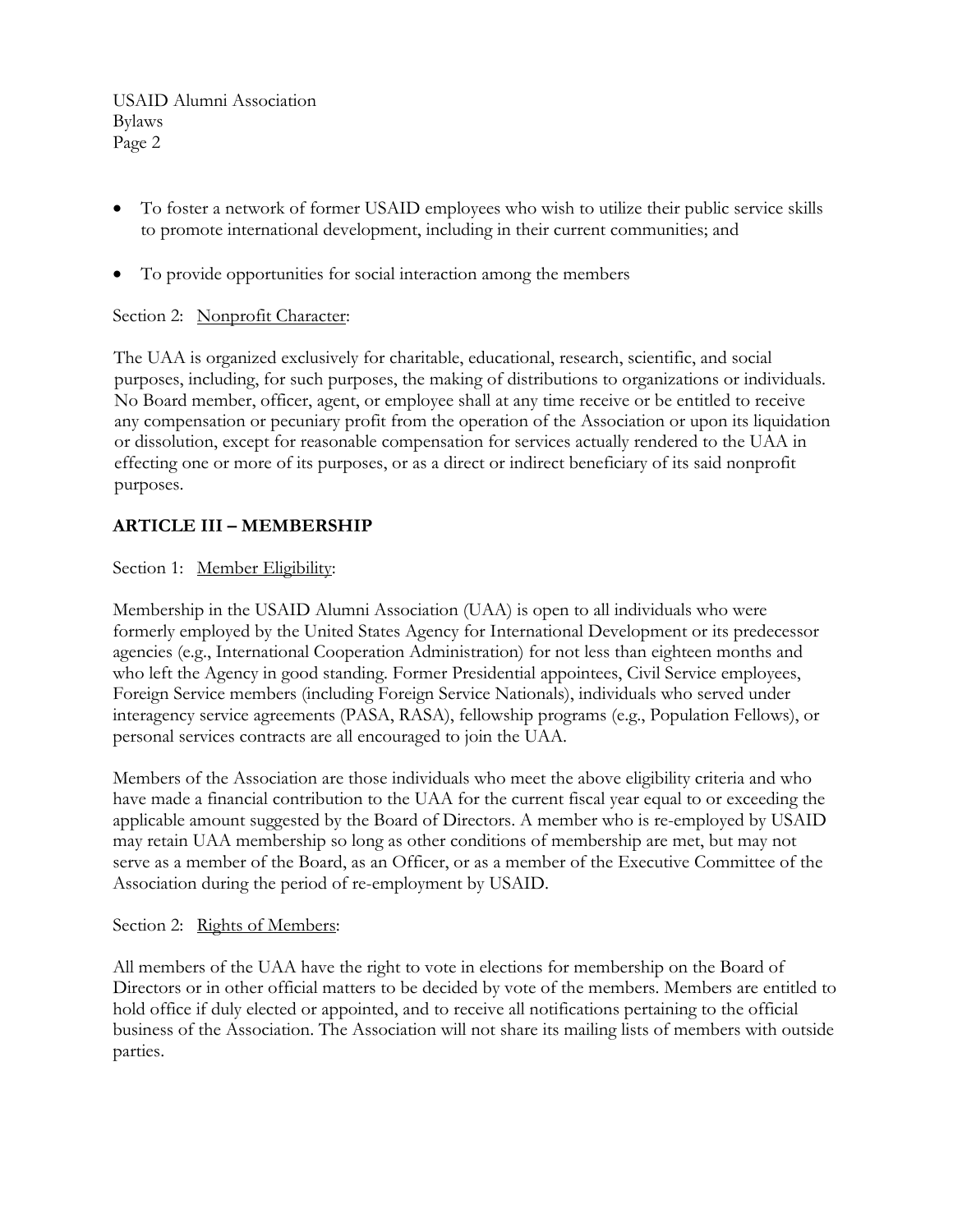- To foster a network of former USAID employees who wish to utilize their public service skills to promote international development, including in their current communities; and

- To provide opportunities for social interaction among the members

Section 2: Nonprofit Character:

The UAA is organized exclusively for charitable, educational, research, scientific, and social purposes, including, for such purposes, the making of distributions to organizations or individuals. No Board member, officer, agent, or employee shall at any time receive or be entitled to receive any compensation or pecuniary profit from the operation of the Association or upon its liquidation or dissolution, except for reasonable compensation for services actually rendered to the UAA in effecting one or more of its purposes, or as a direct or indirect beneficiary of its said nonprofit purposes.

## ARTICLE III – MEMBERSHIP

Section 1: Member Eligibility:

Membership in the USAID Alumni Association (UAA) is open to all individuals who were formerly employed by the United States Agency for International Development or its predecessor agencies (e.g., International Cooperation Administration) for not less than eighteen months and who left the Agency in good standing. Former Presidential appointees, Civil Service employees, Foreign Service members (including Foreign Service Nationals), individuals who served under interagency service agreements (PASA, RASA), fellowship programs (e.g., Population Fellows), or personal services contracts are all encouraged to join the UAA.

Members of the Association are those individuals who meet the above eligibility criteria and who have made a financial contribution to the UAA for the current fiscal year equal to or exceeding the applicable amount suggested by the Board of Directors. A member who is re-employed by USAID may retain UAA membership so long as other conditions of membership are met, but may not serve as a member of the Board, as an Officer, or as a member of the Executive Committee of the Association during the period of re-employment by USAID.

Section 2: Rights of Members:

All members of the UAA have the right to vote in elections for membership on the Board of Directors or in other official matters to be decided by vote of the members. Members are entitled to hold office if duly elected or appointed, and to receive all notifications pertaining to the official business of the Association. The Association will not share its mailing lists of members with outside parties.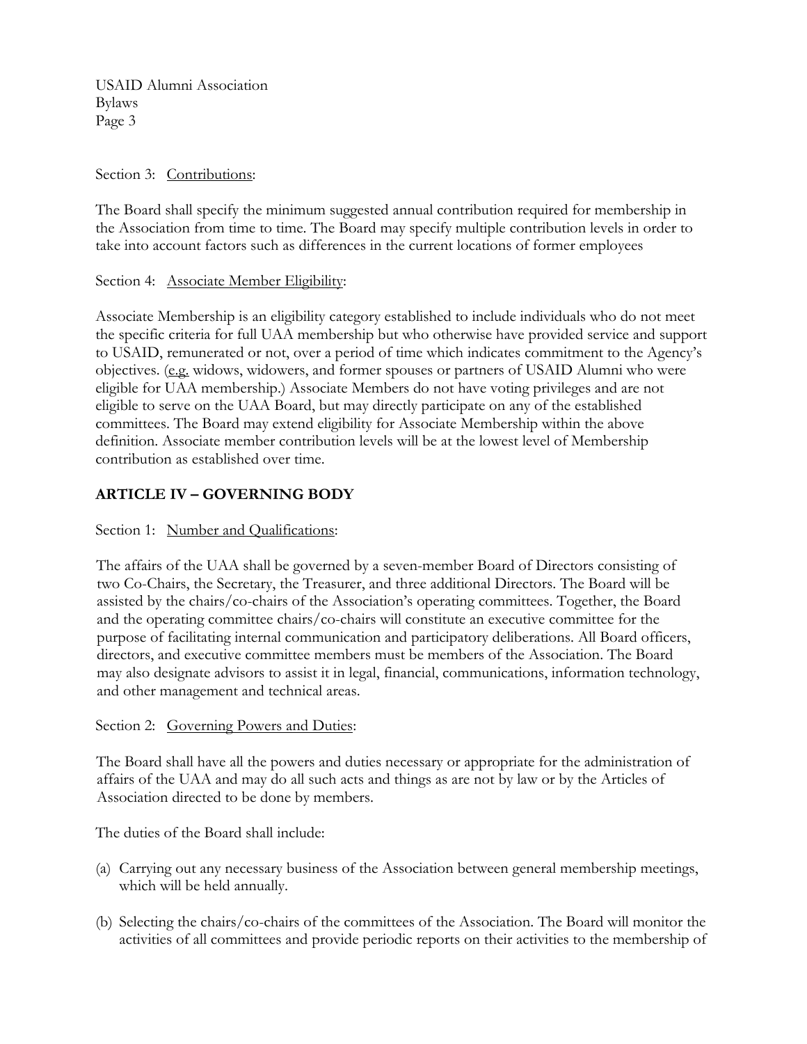Section 3: Contributions:

The Board shall specify the minimum suggested annual contribution required for membership in the Association from time to time. The Board may specify multiple contribution levels in order to take into account factors such as differences in the current locations of former employees

Section 4: Associate Member Eligibility:

Associate Membership is an eligibility category established to include individuals who do not meet the specific criteria for full UAA membership but who otherwise have provided service and support to USAID, remunerated or not, over a period of time which indicates commitment to the Agency's objectives. (e.g. widows, widowers, and former spouses or partners of USAID Alumni who were eligible for UAA membership.) Associate Members do not have voting privileges and are not eligible to serve on the UAA Board, but may directly participate on any of the established committees. The Board may extend eligibility for Associate Membership within the above definition. Associate member contribution levels will be at the lowest level of Membership contribution as established over time.

## ARTICLE IV – GOVERNING BODY

Section 1: Number and Qualifications:

The affairs of the UAA shall be governed by a seven-member Board of Directors consisting of two Co-Chairs, the Secretary, the Treasurer, and three additional Directors. The Board will be assisted by the chairs/co-chairs of the Association's operating committees. Together, the Board and the operating committee chairs/co-chairs will constitute an executive committee for the purpose of facilitating internal communication and participatory deliberations. All Board officers, directors, and executive committee members must be members of the Association. The Board may also designate advisors to assist it in legal, financial, communications, information technology, and other management and technical areas.

Section 2: Governing Powers and Duties:

The Board shall have all the powers and duties necessary or appropriate for the administration of affairs of the UAA and may do all such acts and things as are not by law or by the Articles of Association directed to be done by members.

The duties of the Board shall include:

(a) Carrying out any necessary business of the Association between general membership meetings, which will be held annually.

(b) Selecting the chairs/co-chairs of the committees of the Association. The Board will monitor the activities of all committees and provide periodic reports on their activities to the membership of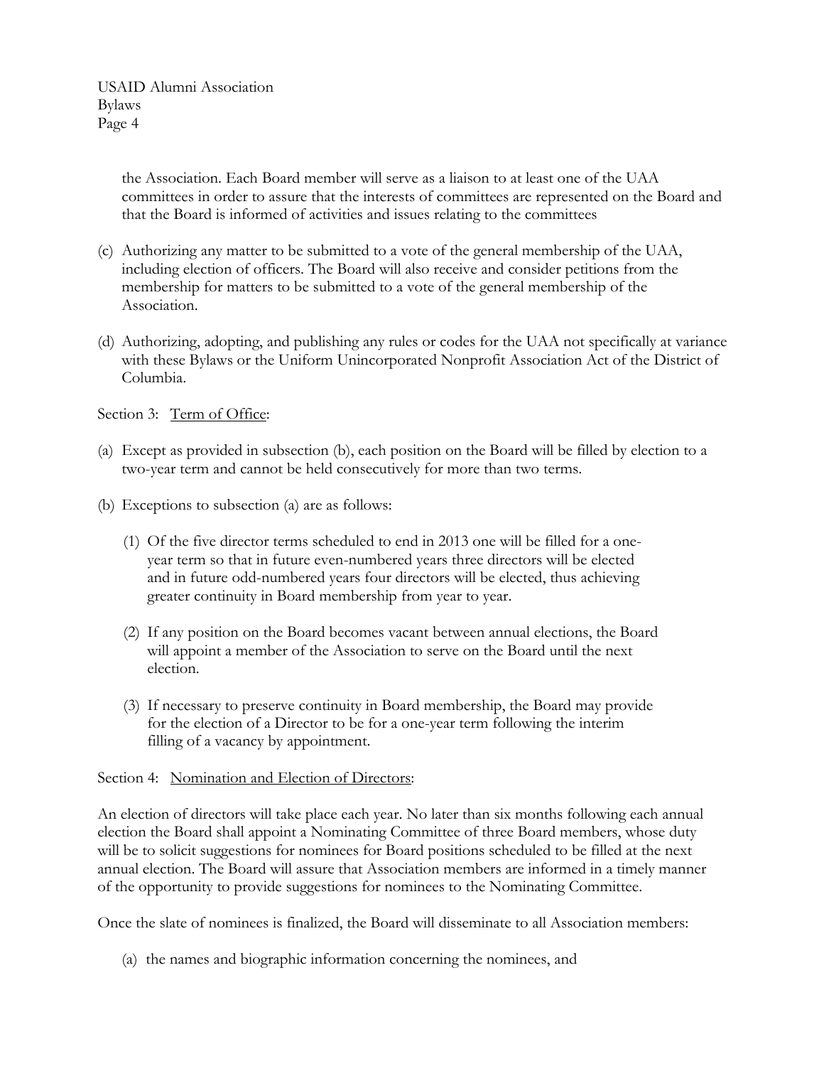the Association. Each Board member will serve as a liaison to at least one of the UAA committees in order to assure that the interests of committees are represented on the Board and that the Board is informed of activities and issues relating to the committees

(c) Authorizing any matter to be submitted to a vote of the general membership of the UAA, including election of officers. The Board will also receive and consider petitions from the membership for matters to be submitted to a vote of the general membership of the Association.

(d) Authorizing, adopting, and publishing any rules or codes for the UAA not specifically at variance with these Bylaws or the Uniform Unincorporated Nonprofit Association Act of the District of Columbia.

Section 3: <u>Term of Office</u>:

(a) Except as provided in subsection (b), each position on the Board will be filled by election to a two-year term and cannot be held consecutively for more than two terms.

(b) Exceptions to subsection (a) are as follows:

   (1) Of the five director terms scheduled to end in 2013 one will be filled for a one-year term so that in future even-numbered years three directors will be elected and in future odd-numbered years four directors will be elected, thus achieving greater continuity in Board membership from year to year.

   (2) If any position on the Board becomes vacant between annual elections, the Board will appoint a member of the Association to serve on the Board until the next election.

   (3) If necessary to preserve continuity in Board membership, the Board may provide for the election of a Director to be for a one-year term following the interim filling of a vacancy by appointment.

Section 4: <u>Nomination and Election of Directors</u>:

An election of directors will take place each year. No later than six months following each annual election the Board shall appoint a Nominating Committee of three Board members, whose duty will be to solicit suggestions for nominees for Board positions scheduled to be filled at the next annual election. The Board will assure that Association members are informed in a timely manner of the opportunity to provide suggestions for nominees to the Nominating Committee.

Once the slate of nominees is finalized, the Board will disseminate to all Association members:

   (a) the names and biographic information concerning the nominees, and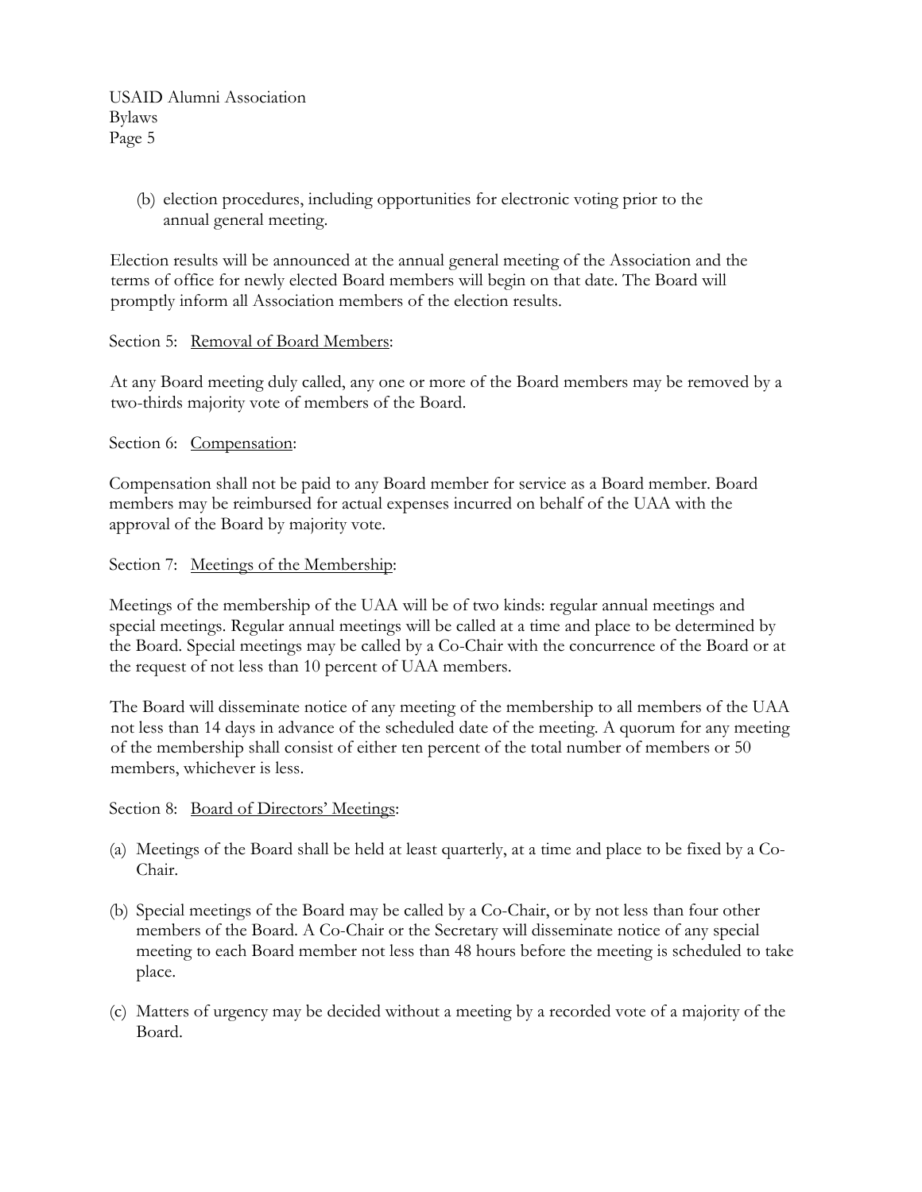(b) election procedures, including opportunities for electronic voting prior to the annual general meeting.

Election results will be announced at the annual general meeting of the Association and the terms of office for newly elected Board members will begin on that date. The Board will promptly inform all Association members of the election results.

Section 5: <u>Removal of Board Members</u>:

At any Board meeting duly called, any one or more of the Board members may be removed by a two-thirds majority vote of members of the Board.

Section 6: <u>Compensation</u>:

Compensation shall not be paid to any Board member for service as a Board member. Board members may be reimbursed for actual expenses incurred on behalf of the UAA with the approval of the Board by majority vote.

Section 7: <u>Meetings of the Membership</u>:

Meetings of the membership of the UAA will be of two kinds: regular annual meetings and special meetings. Regular annual meetings will be called at a time and place to be determined by the Board. Special meetings may be called by a Co-Chair with the concurrence of the Board or at the request of not less than 10 percent of UAA members.

The Board will disseminate notice of any meeting of the membership to all members of the UAA not less than 14 days in advance of the scheduled date of the meeting. A quorum for any meeting of the membership shall consist of either ten percent of the total number of members or 50 members, whichever is less.

Section 8: <u>Board of Directors' Meetings</u>:

(a) Meetings of the Board shall be held at least quarterly, at a time and place to be fixed by a Co-Chair.

(b) Special meetings of the Board may be called by a Co-Chair, or by not less than four other members of the Board. A Co-Chair or the Secretary will disseminate notice of any special meeting to each Board member not less than 48 hours before the meeting is scheduled to take place.

(c) Matters of urgency may be decided without a meeting by a recorded vote of a majority of the Board.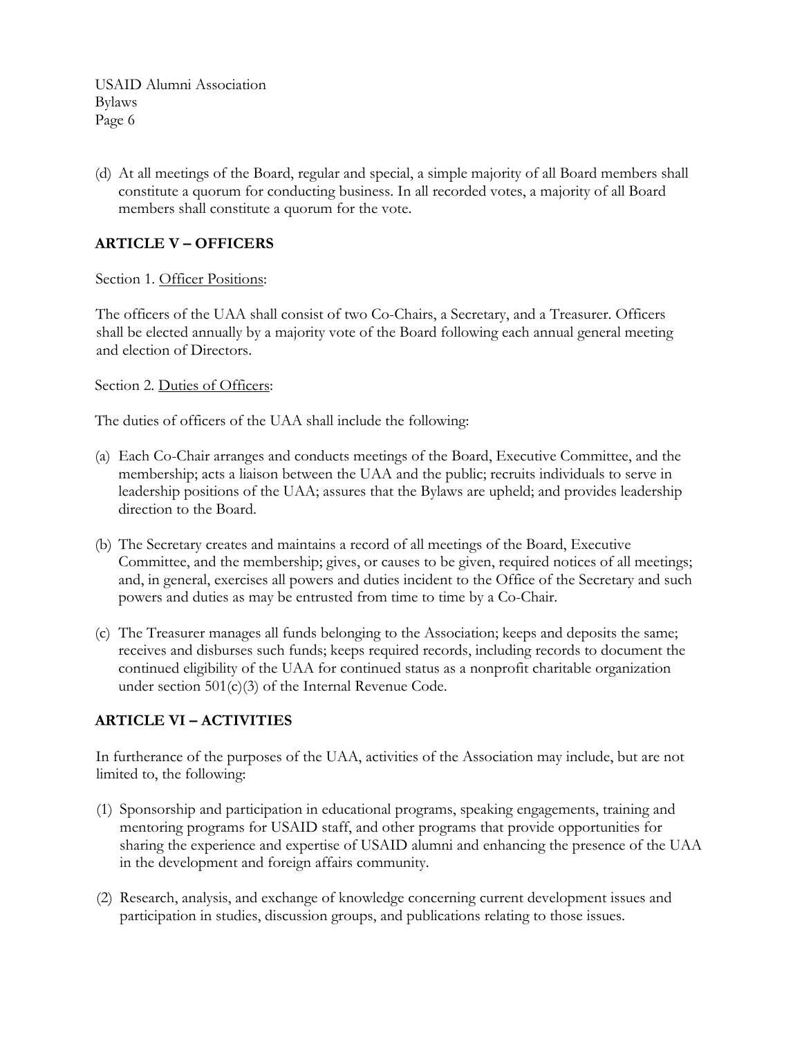(d) At all meetings of the Board, regular and special, a simple majority of all Board members shall constitute a quorum for conducting business. In all recorded votes, a majority of all Board members shall constitute a quorum for the vote.

## ARTICLE V – OFFICERS

Section 1. Officer Positions:

The officers of the UAA shall consist of two Co-Chairs, a Secretary, and a Treasurer. Officers shall be elected annually by a majority vote of the Board following each annual general meeting and election of Directors.

Section 2. Duties of Officers:

The duties of officers of the UAA shall include the following:

(a) Each Co-Chair arranges and conducts meetings of the Board, Executive Committee, and the membership; acts a liaison between the UAA and the public; recruits individuals to serve in leadership positions of the UAA; assures that the Bylaws are upheld; and provides leadership direction to the Board.

(b) The Secretary creates and maintains a record of all meetings of the Board, Executive Committee, and the membership; gives, or causes to be given, required notices of all meetings; and, in general, exercises all powers and duties incident to the Office of the Secretary and such powers and duties as may be entrusted from time to time by a Co-Chair.

(c) The Treasurer manages all funds belonging to the Association; keeps and deposits the same; receives and disburses such funds; keeps required records, including records to document the continued eligibility of the UAA for continued status as a nonprofit charitable organization under section 501(c)(3) of the Internal Revenue Code.

## ARTICLE VI – ACTIVITIES

In furtherance of the purposes of the UAA, activities of the Association may include, but are not limited to, the following:

(1) Sponsorship and participation in educational programs, speaking engagements, training and mentoring programs for USAID staff, and other programs that provide opportunities for sharing the experience and expertise of USAID alumni and enhancing the presence of the UAA in the development and foreign affairs community.

(2) Research, analysis, and exchange of knowledge concerning current development issues and participation in studies, discussion groups, and publications relating to those issues.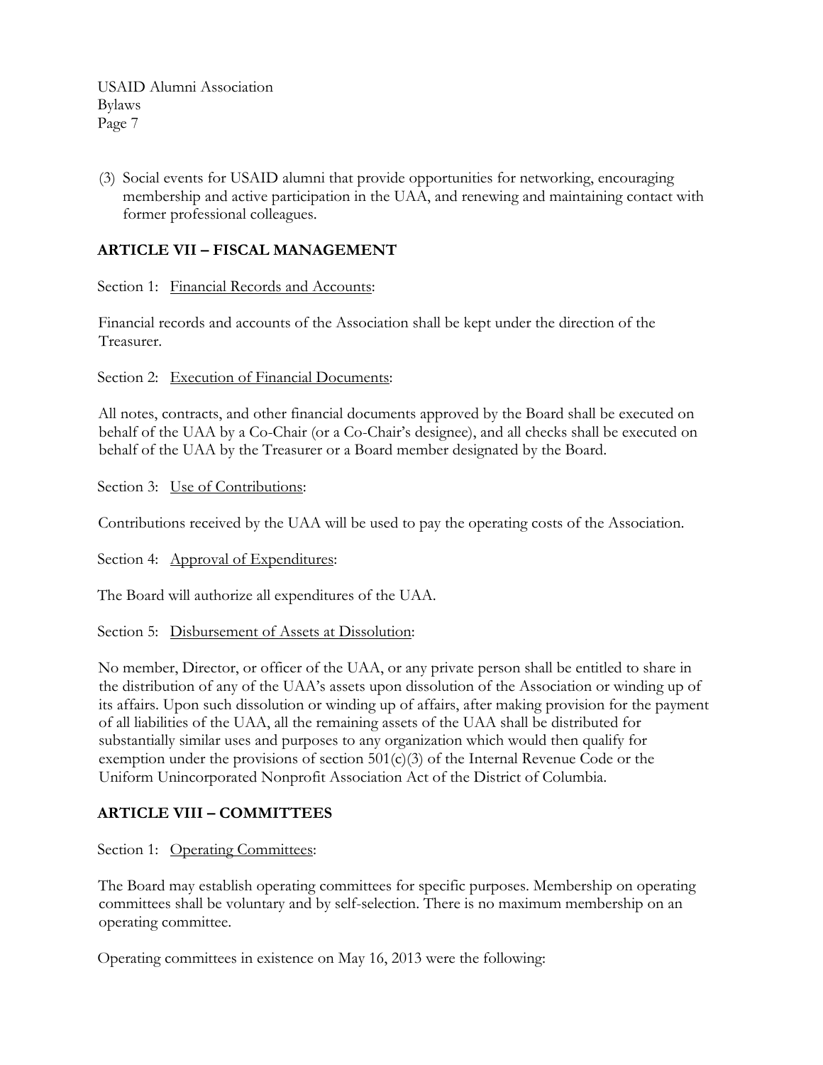(3) Social events for USAID alumni that provide opportunities for networking, encouraging membership and active participation in the UAA, and renewing and maintaining contact with former professional colleagues.

## ARTICLE VII – FISCAL MANAGEMENT

Section 1: Financial Records and Accounts:

Financial records and accounts of the Association shall be kept under the direction of the Treasurer.

Section 2: Execution of Financial Documents:

All notes, contracts, and other financial documents approved by the Board shall be executed on behalf of the UAA by a Co-Chair (or a Co-Chair's designee), and all checks shall be executed on behalf of the UAA by the Treasurer or a Board member designated by the Board.

Section 3: Use of Contributions:

Contributions received by the UAA will be used to pay the operating costs of the Association.

Section 4: Approval of Expenditures:

The Board will authorize all expenditures of the UAA.

Section 5: Disbursement of Assets at Dissolution:

No member, Director, or officer of the UAA, or any private person shall be entitled to share in the distribution of any of the UAA's assets upon dissolution of the Association or winding up of its affairs. Upon such dissolution or winding up of affairs, after making provision for the payment of all liabilities of the UAA, all the remaining assets of the UAA shall be distributed for substantially similar uses and purposes to any organization which would then qualify for exemption under the provisions of section 501(c)(3) of the Internal Revenue Code or the Uniform Unincorporated Nonprofit Association Act of the District of Columbia.

## ARTICLE VIII – COMMITTEES

Section 1: Operating Committees:

The Board may establish operating committees for specific purposes. Membership on operating committees shall be voluntary and by self-selection. There is no maximum membership on an operating committee.

Operating committees in existence on May 16, 2013 were the following: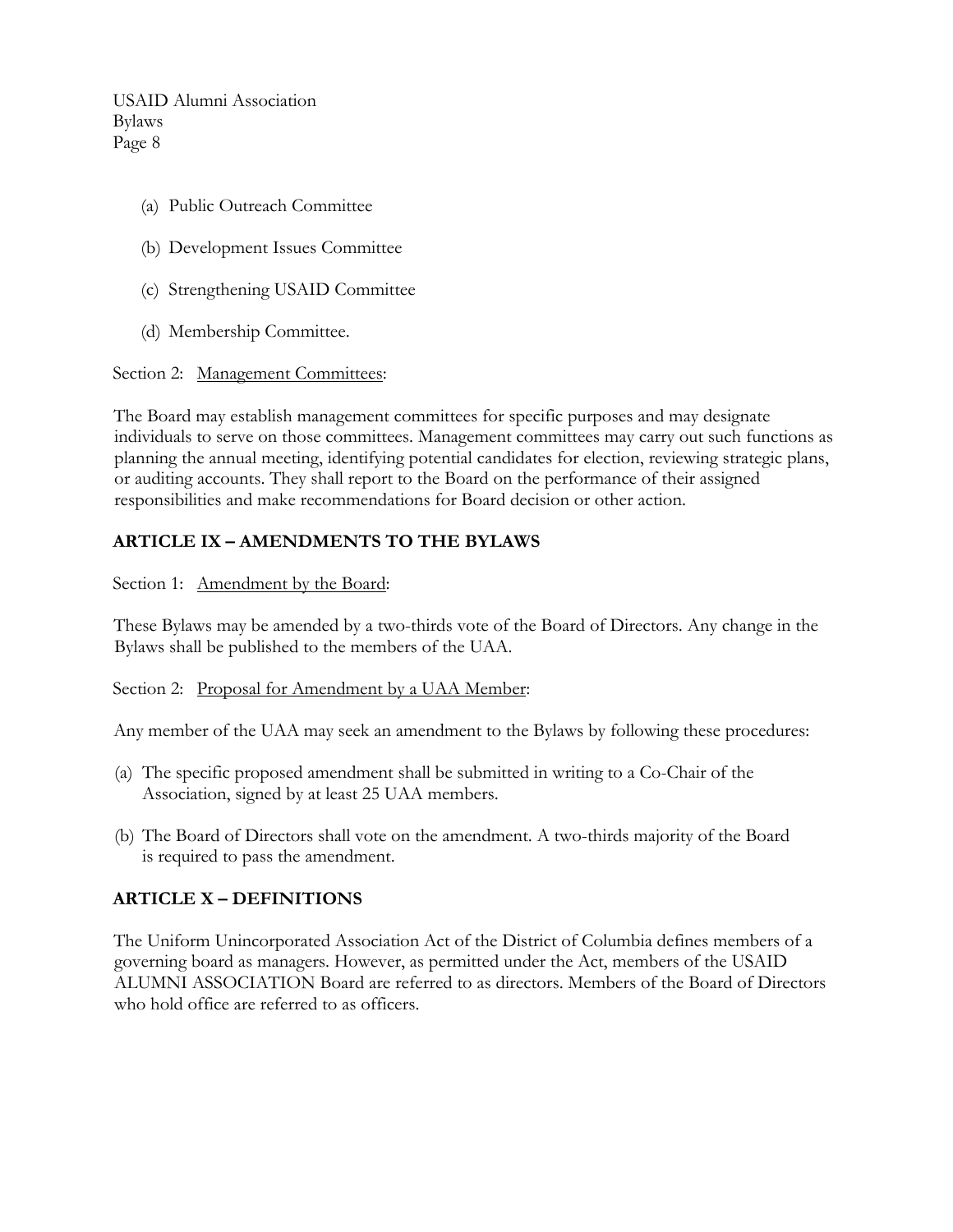(a) Public Outreach Committee

(b) Development Issues Committee

(c) Strengthening USAID Committee

(d) Membership Committee.

Section 2: Management Committees:

The Board may establish management committees for specific purposes and may designate individuals to serve on those committees. Management committees may carry out such functions as planning the annual meeting, identifying potential candidates for election, reviewing strategic plans, or auditing accounts. They shall report to the Board on the performance of their assigned responsibilities and make recommendations for Board decision or other action.

## ARTICLE IX – AMENDMENTS TO THE BYLAWS

Section 1: Amendment by the Board:

These Bylaws may be amended by a two-thirds vote of the Board of Directors. Any change in the Bylaws shall be published to the members of the UAA.

Section 2: Proposal for Amendment by a UAA Member:

Any member of the UAA may seek an amendment to the Bylaws by following these procedures:

(a) The specific proposed amendment shall be submitted in writing to a Co-Chair of the Association, signed by at least 25 UAA members.

(b) The Board of Directors shall vote on the amendment. A two-thirds majority of the Board is required to pass the amendment.

## ARTICLE X – DEFINITIONS

The Uniform Unincorporated Association Act of the District of Columbia defines members of a governing board as managers. However, as permitted under the Act, members of the USAID ALUMNI ASSOCIATION Board are referred to as directors. Members of the Board of Directors who hold office are referred to as officers.